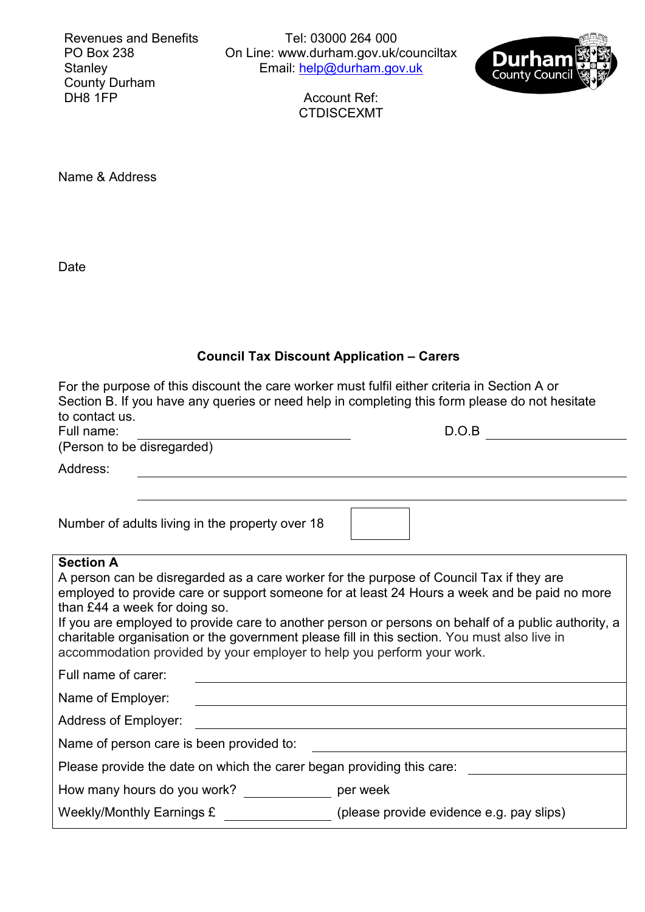Revenues and Benefits
PO Box 238
Stanley
County Durham
DH8 1FP

Tel: 03000 264 000
On Line: www.durham.gov.uk/counciltax
Email: help@durham.gov.uk

Account Ref:
CTDISCEXMT

Durham County Council

Name & Address

Date

**Council Tax Discount Application – Carers**

For the purpose of this discount the care worker must fulfil either criteria in Section A or Section B. If you have any queries or need help in completing this form please do not hesitate to contact us.

Full name: ______________________ D.O.B ______________
(Person to be disregarded)

Address: ________________________________________________

________________________________________________

Number of adults living in the property over 18 [ ]

**Section A**

A person can be disregarded as a care worker for the purpose of Council Tax if they are employed to provide care or support someone for at least 24 Hours a week and be paid no more than £44 a week for doing so.

If you are employed to provide care to another person or persons on behalf of a public authority, a charitable organisation or the government please fill in this section. You must also live in accommodation provided by your employer to help you perform your work.

Full name of carer: ________________________________

Name of Employer: ________________________________

Address of Employer: ________________________________

Name of person care is been provided to: ________________________

Please provide the date on which the carer began providing this care: ______________

How many hours do you work? ____________ per week

Weekly/Monthly Earnings £ ____________ (please provide evidence e.g. pay slips)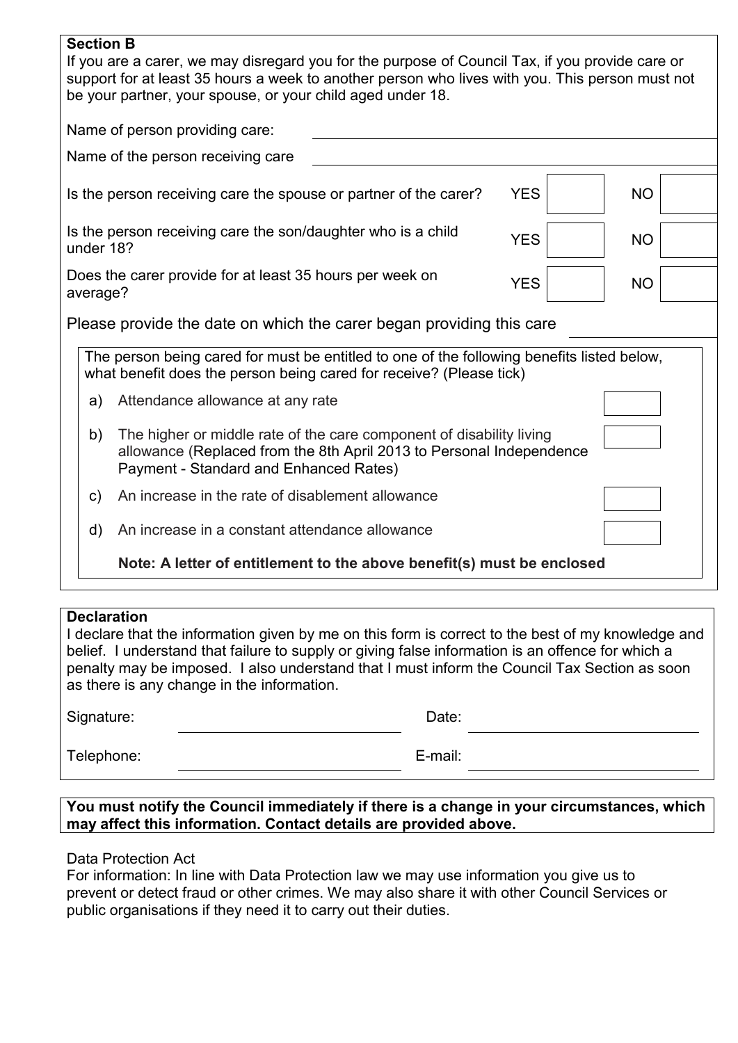**Section B**

If you are a carer, we may disregard you for the purpose of Council Tax, if you provide care or support for at least 35 hours a week to another person who lives with you. This person must not be your partner, your spouse, or your child aged under 18.

Name of person providing care: \_\_\_\_\_\_\_\_\_\_\_\_\_\_\_\_\_\_\_\_\_\_\_\_\_\_\_\_\_\_\_\_

Name of the person receiving care \_\_\_\_\_\_\_\_\_\_\_\_\_\_\_\_\_\_\_\_\_\_\_\_\_\_\_\_\_\_\_\_

| | | | | |
|---|---|---|---|---|
| Is the person receiving care the spouse or partner of the carer? | YES | | NO | |
| Is the person receiving care the son/daughter who is a child under 18? | YES | | NO | |
| Does the carer provide for at least 35 hours per week on average? | YES | | NO | |

Please provide the date on which the carer began providing this care \_\_\_\_\_\_\_\_\_\_\_\_

The person being cared for must be entitled to one of the following benefits listed below, what benefit does the person being cared for receive? (Please tick)

| | | |
|---|---|---|
| a) | Attendance allowance at any rate | |
| b) | The higher or middle rate of the care component of disability living allowance (Replaced from the 8th April 2013 to Personal Independence Payment - Standard and Enhanced Rates) | |
| c) | An increase in the rate of disablement allowance | |
| d) | An increase in a constant attendance allowance | |

**Note: A letter of entitlement to the above benefit(s) must be enclosed**

**Declaration**

I declare that the information given by me on this form is correct to the best of my knowledge and belief. I understand that failure to supply or giving false information is an offence for which a penalty may be imposed. I also understand that I must inform the Council Tax Section as soon as there is any change in the information.

Signature: \_\_\_\_\_\_\_\_\_\_\_\_\_\_\_\_\_\_\_\_ Date: \_\_\_\_\_\_\_\_\_\_\_\_\_\_\_\_\_\_\_\_

Telephone: \_\_\_\_\_\_\_\_\_\_\_\_\_\_\_\_\_\_\_\_ E-mail: \_\_\_\_\_\_\_\_\_\_\_\_\_\_\_\_\_\_\_\_

**You must notify the Council immediately if there is a change in your circumstances, which may affect this information. Contact details are provided above.**

Data Protection Act

For information: In line with Data Protection law we may use information you give us to prevent or detect fraud or other crimes. We may also share it with other Council Services or public organisations if they need it to carry out their duties.